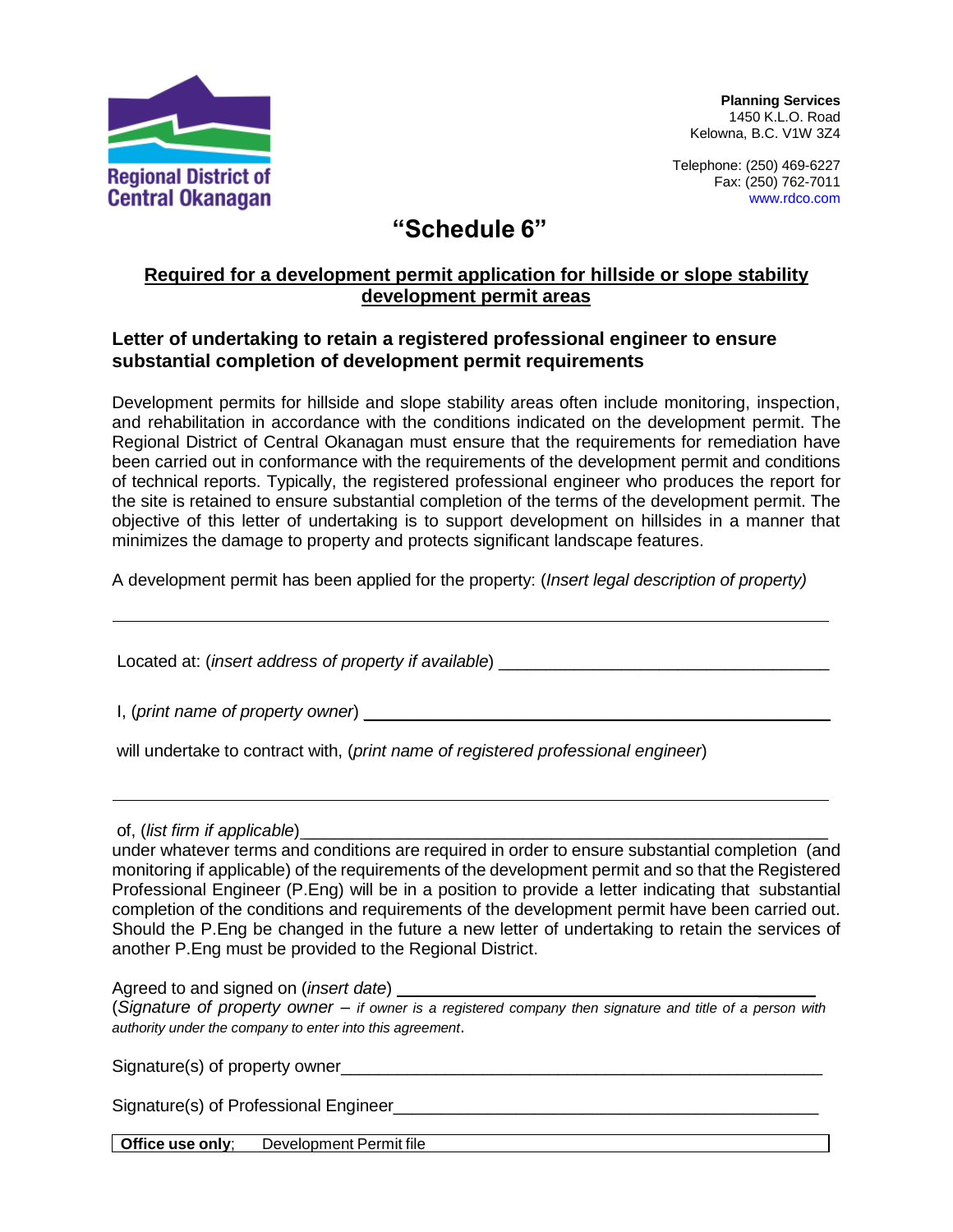Regional District of Central Okanagan

**Planning Services**
1450 K.L.O. Road
Kelowna, B.C. V1W 3Z4

Telephone: (250) 469-6227
Fax: (250) 762-7011
www.rdco.com

# "Schedule 6"

## Required for a development permit application for hillside or slope stability development permit areas

### Letter of undertaking to retain a registered professional engineer to ensure substantial completion of development permit requirements

Development permits for hillside and slope stability areas often include monitoring, inspection, and rehabilitation in accordance with the conditions indicated on the development permit. The Regional District of Central Okanagan must ensure that the requirements for remediation have been carried out in conformance with the requirements of the development permit and conditions of technical reports. Typically, the registered professional engineer who produces the report for the site is retained to ensure substantial completion of the terms of the development permit. The objective of this letter of undertaking is to support development on hillsides in a manner that minimizes the damage to property and protects significant landscape features.

A development permit has been applied for the property: (*Insert legal description of property)*

______________________________________________________________________________

Located at: (*insert address of property if available*) ___________________________________

I, (*print name of property owner*) _________________________________________________

will undertake to contract with, (*print name of registered professional engineer*)

______________________________________________________________________________

of, (*list firm if applicable*)_______________________________________________________
under whatever terms and conditions are required in order to ensure substantial completion (and monitoring if applicable) of the requirements of the development permit and so that the Registered Professional Engineer (P.Eng) will be in a position to provide a letter indicating that substantial completion of the conditions and requirements of the development permit have been carried out. Should the P.Eng be changed in the future a new letter of undertaking to retain the services of another P.Eng must be provided to the Regional District.

Agreed to and signed on (*insert date*) ______________________________________
(*Signature of property owner – if owner is a registered company then signature and title of a person with authority under the company to enter into this agreement*.

Signature(s) of property owner___________________________________________________

Signature(s) of Professional Engineer_____________________________________________

| **Office use only**; Development Permit file |
|---|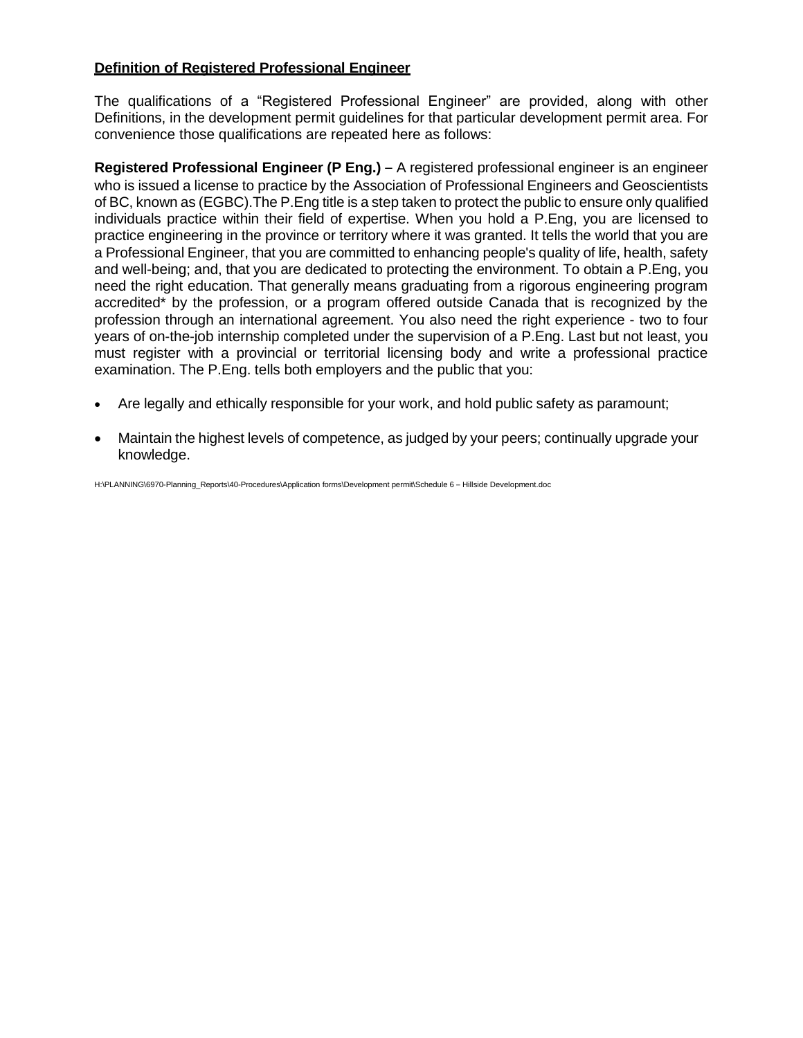**Definition of Registered Professional Engineer**

The qualifications of a "Registered Professional Engineer" are provided, along with other Definitions, in the development permit guidelines for that particular development permit area. For convenience those qualifications are repeated here as follows:

**Registered Professional Engineer (P Eng.)** – A registered professional engineer is an engineer who is issued a license to practice by the Association of Professional Engineers and Geoscientists of BC, known as (EGBC).The P.Eng title is a step taken to protect the public to ensure only qualified individuals practice within their field of expertise. When you hold a P.Eng, you are licensed to practice engineering in the province or territory where it was granted. It tells the world that you are a Professional Engineer, that you are committed to enhancing people's quality of life, health, safety and well-being; and, that you are dedicated to protecting the environment. To obtain a P.Eng, you need the right education. That generally means graduating from a rigorous engineering program accredited* by the profession, or a program offered outside Canada that is recognized by the profession through an international agreement. You also need the right experience - two to four years of on-the-job internship completed under the supervision of a P.Eng. Last but not least, you must register with a provincial or territorial licensing body and write a professional practice examination. The P.Eng. tells both employers and the public that you:

- Are legally and ethically responsible for your work, and hold public safety as paramount;
- Maintain the highest levels of competence, as judged by your peers; continually upgrade your knowledge.

H:\PLANNING\6970-Planning_Reports\40-Procedures\Application forms\Development permit\Schedule 6 – Hillside Development.doc